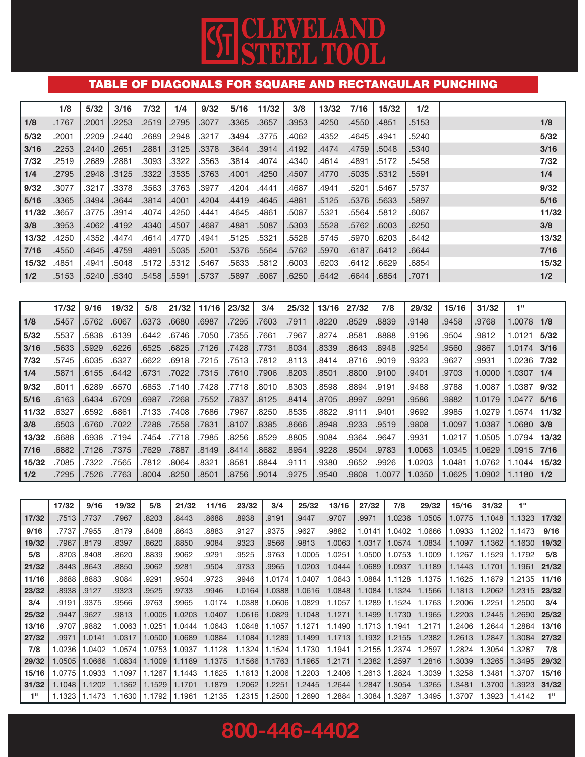# CLEVELAND STEEL TOOL

## TABLE OF DIAGONALS FOR SQUARE AND RECTANGULAR PUNCHING

| | 1/8 | 5/32 | 3/16 | 7/32 | 1/4 | 9/32 | 5/16 | 11/32 | 3/8 | 13/32 | 7/16 | 15/32 | 1/2 | | | | |
|---|---|---|---|---|---|---|---|---|---|---|---|---|---|---|---|---|---|
| **1/8** | .1767 | .2001 | .2253 | .2519 | .2795 | .3077 | .3365 | .3657 | .3953 | .4250 | .4550 | .4851 | .5153 | | | | **1/8** |
| **5/32** | .2001 | .2209 | .2440 | .2689 | .2948 | .3217 | .3494 | .3775 | .4062 | .4352 | .4645 | .4941 | .5240 | | | | **5/32** |
| **3/16** | .2253 | .2440 | .2651 | .2881 | .3125 | .3378 | .3644 | .3914 | .4192 | .4474 | .4759 | .5048 | .5340 | | | | **3/16** |
| **7/32** | .2519 | .2689 | .2881 | .3093 | .3322 | .3563 | .3814 | .4074 | .4340 | .4614 | .4891 | .5172 | .5458 | | | | **7/32** |
| **1/4** | .2795 | .2948 | .3125 | .3322 | .3535 | .3763 | .4001 | .4250 | .4507 | .4770 | .5035 | .5312 | .5591 | | | | **1/4** |
| **9/32** | .3077 | .3217 | .3378 | .3563 | .3763 | .3977 | .4204 | .4441 | .4687 | .4941 | .5201 | .5467 | .5737 | | | | **9/32** |
| **5/16** | .3365 | .3494 | .3644 | .3814 | .4001 | .4204 | .4419 | .4645 | .4881 | .5125 | .5376 | .5633 | .5897 | | | | **5/16** |
| **11/32** | .3657 | .3775 | .3914 | .4074 | .4250 | .4441 | .4645 | .4861 | .5087 | .5321 | .5564 | .5812 | .6067 | | | | **11/32** |
| **3/8** | .3953 | .4062 | .4192 | .4340 | .4507 | .4687 | .4881 | .5087 | .5303 | .5528 | .5762 | .6003 | .6250 | | | | **3/8** |
| **13/32** | .4250 | .4352 | .4474 | .4614 | .4770 | .4941 | .5125 | .5321 | .5528 | .5745 | .5970 | .6203 | .6442 | | | | **13/32** |
| **7/16** | .4550 | .4645 | .4759 | .4891 | .5035 | .5201 | .5376 | .5564 | .5762 | .5970 | .6187 | .6412 | .6644 | | | | **7/16** |
| **15/32** | .4851 | .4941 | .5048 | .5172 | .5312 | .5467 | .5633 | .5812 | .6003 | .6203 | .6412 | .6629 | .6854 | | | | **15/32** |
| **1/2** | .5153 | .5240 | .5340 | .5458 | .5591 | .5737 | .5897 | .6067 | .6250 | .6442 | .6644 | .6854 | .7071 | | | | **1/2** |

| | 17/32 | 9/16 | 19/32 | 5/8 | 21/32 | 11/16 | 23/32 | 3/4 | 25/32 | 13/16 | 27/32 | 7/8 | 29/32 | 15/16 | 31/32 | 1" | |
|---|---|---|---|---|---|---|---|---|---|---|---|---|---|---|---|---|---|
| **1/8** | .5457 | .5762 | .6067 | .6373 | .6680 | .6987 | .7295 | .7603 | .7911 | .8220 | .8529 | .8839 | .9148 | .9458 | .9768 | 1.0078 | **1/8** |
| **5/32** | .5537 | .5838 | .6139 | .6442 | .6746 | .7050 | .7355 | .7661 | .7967 | .8274 | .8581 | .8888 | .9196 | .9504 | .9812 | 1.0121 | **5/32** |
| **3/16** | .5633 | .5929 | .6226 | .6525 | .6825 | .7126 | .7428 | .7731 | .8034 | .8339 | .8643 | .8948 | .9254 | .9560 | .9867 | 1.0174 | **3/16** |
| **7/32** | .5745 | .6035 | .6327 | .6622 | .6918 | .7215 | .7513 | .7812 | .8113 | .8414 | .8716 | .9019 | .9323 | .9627 | .9931 | 1.0236 | **7/32** |
| **1/4** | .5871 | .6155 | .6442 | .6731 | .7022 | .7315 | .7610 | .7906 | .8203 | .8501 | .8800 | .9100 | .9401 | .9703 | 1.0000 | 1.0307 | **1/4** |
| **9/32** | .6011 | .6289 | .6570 | .6853 | .7140 | .7428 | .7718 | .8010 | .8303 | .8598 | .8894 | .9191 | .9488 | .9788 | 1.0087 | 1.0387 | **9/32** |
| **5/16** | .6163 | .6434 | .6709 | .6987 | .7268 | .7552 | .7837 | .8125 | .8414 | .8705 | .8997 | .9291 | .9586 | .9882 | 1.0179 | 1.0477 | **5/16** |
| **11/32** | .6327 | .6592 | .6861 | .7133 | .7408 | .7686 | .7967 | .8250 | .8535 | .8822 | .9111 | .9401 | .9692 | .9985 | 1.0279 | 1.0574 | **11/32** |
| **3/8** | .6503 | .6760 | .7022 | .7288 | .7558 | .7831 | .8107 | .8385 | .8666 | .8948 | .9233 | .9519 | .9808 | 1.0097 | 1.0387 | 1.0680 | **3/8** |
| **13/32** | .6688 | .6938 | .7194 | .7454 | .7718 | .7985 | .8256 | .8529 | .8805 | .9084 | .9364 | .9647 | .9931 | 1.0217 | 1.0505 | 1.0794 | **13/32** |
| **7/16** | .6882 | .7126 | .7375 | .7629 | .7887 | .8149 | .8414 | .8682 | .8954 | .9228 | .9504 | .9783 | 1.0063 | 1.0345 | 1.0629 | 1.0915 | **7/16** |
| **15/32** | .7085 | .7322 | .7565 | .7812 | .8064 | .8321 | .8581 | .8844 | .9111 | .9380 | .9652 | .9926 | 1.0203 | 1.0481 | 1.0762 | 1.1044 | **15/32** |
| **1/2** | .7295 | .7526 | .7763 | .8004 | .8250 | .8501 | .8756 | .9014 | .9275 | .9540 | .9808 | 1.0077 | 1.0350 | 1.0625 | 1.0902 | 1.1180 | **1/2** |

| | 17/32 | 9/16 | 19/32 | 5/8 | 21/32 | 11/16 | 23/32 | 3/4 | 25/32 | 13/16 | 27/32 | 7/8 | 29/32 | 15/16 | 31/32 | 1" | |
|---|---|---|---|---|---|---|---|---|---|---|---|---|---|---|---|---|---|
| **17/32** | .7513 | .7737 | .7967 | .8203 | .8443 | .8688 | .8938 | .9191 | .9447 | .9707 | .9971 | 1.0236 | 1.0505 | 1.0775 | 1.1048 | 1.1323 | **17/32** |
| **9/16** | .7737 | .7955 | .8179 | .8408 | .8643 | .8883 | .9127 | .9375 | .9627 | .9882 | 1.0141 | 1.0402 | 1.0666 | 1.0933 | 1.1202 | 1.1473 | **9/16** |
| **19/32** | .7967 | .8179 | .8397 | .8620 | .8850 | .9084 | .9323 | .9566 | .9813 | 1.0063 | 1.0317 | 1.0574 | 1.0834 | 1.1097 | 1.1362 | 1.1630 | **19/32** |
| **5/8** | .8203 | .8408 | .8620 | .8839 | .9062 | .9291 | .9525 | .9763 | 1.0005 | 1.0251 | 1.0500 | 1.0753 | 1.1009 | 1.1267 | 1.1529 | 1.1792 | **5/8** |
| **21/32** | .8443 | .8643 | .8850 | .9062 | .9281 | .9504 | .9733 | .9965 | 1.0203 | 1.0444 | 1.0689 | 1.0937 | 1.1189 | 1.1443 | 1.1701 | 1.1961 | **21/32** |
| **11/16** | .8688 | .8883 | .9084 | .9291 | .9504 | .9723 | .9946 | 1.0174 | 1.0407 | 1.0643 | 1.0884 | 1.1128 | 1.1375 | 1.1625 | 1.1879 | 1.2135 | **11/16** |
| **23/32** | .8938 | .9127 | .9323 | .9525 | .9733 | .9946 | 1.0164 | 1.0388 | 1.0616 | 1.0848 | 1.1084 | 1.1324 | 1.1566 | 1.1813 | 1.2062 | 1.2315 | **23/32** |
| **3/4** | .9191 | .9375 | .9566 | .9763 | .9965 | 1.0174 | 1.0388 | 1.0606 | 1.0829 | 1.1057 | 1.1289 | 1.1524 | 1.1763 | 1.2006 | 1.2251 | 1.2500 | **3/4** |
| **25/32** | .9447 | .9627 | .9813 | 1.0005 | 1.0203 | 1.0407 | 1.0616 | 1.0829 | 1.1048 | 1.1271 | 1.1499 | 1.1730 | 1.1965 | 1.2203 | 1.2445 | 1.2690 | **25/32** |
| **13/16** | .9707 | .9882 | 1.0063 | 1.0251 | 1.0444 | 1.0643 | 1.0848 | 1.1057 | 1.1271 | 1.1490 | 1.1713 | 1.1941 | 1.2171 | 1.2406 | 1.2644 | 1.2884 | **13/16** |
| **27/32** | .9971 | 1.0141 | 1.0317 | 1.0500 | 1.0689 | 1.0884 | 1.1084 | 1.1289 | 1.1499 | 1.1713 | 1.1932 | 1.2155 | 1.2382 | 1.2613 | 1.2847 | 1.3084 | **27/32** |
| **7/8** | 1.0236 | 1.0402 | 1.0574 | 1.0753 | 1.0937 | 1.1128 | 1.1324 | 1.1524 | 1.1730 | 1.1941 | 1.2155 | 1.2374 | 1.2597 | 1.2824 | 1.3054 | 1.3287 | **7/8** |
| **29/32** | 1.0505 | 1.0666 | 1.0834 | 1.1009 | 1.1189 | 1.1375 | 1.1566 | 1.1763 | 1.1965 | 1.2171 | 1.2382 | 1.2597 | 1.2816 | 1.3039 | 1.3265 | 1.3495 | **29/32** |
| **15/16** | 1.0775 | 1.0933 | 1.1097 | 1.1267 | 1.1443 | 1.1625 | 1.1813 | 1.2006 | 1.2203 | 1.2406 | 1.2613 | 1.2824 | 1.3039 | 1.3258 | 1.3481 | 1.3707 | **15/16** |
| **31/32** | 1.1048 | 1.1202 | 1.1362 | 1.1529 | 1.1701 | 1.1879 | 1.2062 | 1.2251 | 1.2445 | 1.2644 | 1.2847 | 1.3054 | 1.3265 | 1.3481 | 1.3700 | 1.3923 | **31/32** |
| **1"** | 1.1323 | 1.1473 | 1.1630 | 1.1792 | 1.1961 | 1.2135 | 1.2315 | 1.2500 | 1.2690 | 1.2884 | 1.3084 | 1.3287 | 1.3495 | 1.3707 | 1.3923 | 1.4142 | **1"** |

**800-446-4402**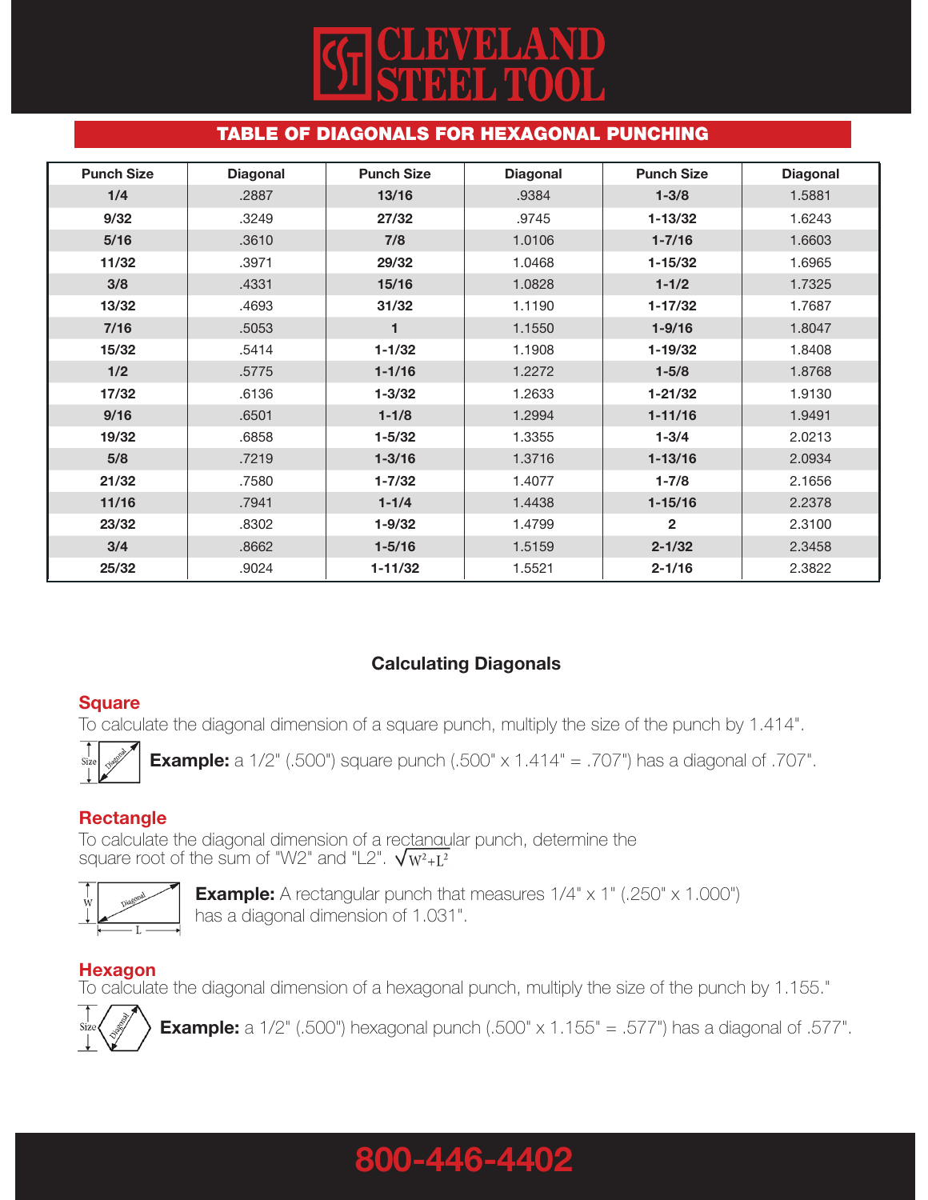# CLEVELAND STEEL TOOL

## TABLE OF DIAGONALS FOR HEXAGONAL PUNCHING

| Punch Size | Diagonal | Punch Size | Diagonal | Punch Size | Diagonal |
|---|---|---|---|---|---|
| **1/4** | .2887 | **13/16** | .9384 | **1-3/8** | 1.5881 |
| **9/32** | .3249 | **27/32** | .9745 | **1-13/32** | 1.6243 |
| **5/16** | .3610 | **7/8** | 1.0106 | **1-7/16** | 1.6603 |
| **11/32** | .3971 | **29/32** | 1.0468 | **1-15/32** | 1.6965 |
| **3/8** | .4331 | **15/16** | 1.0828 | **1-1/2** | 1.7325 |
| **13/32** | .4693 | **31/32** | 1.1190 | **1-17/32** | 1.7687 |
| **7/16** | .5053 | **1** | 1.1550 | **1-9/16** | 1.8047 |
| **15/32** | .5414 | **1-1/32** | 1.1908 | **1-19/32** | 1.8408 |
| **1/2** | .5775 | **1-1/16** | 1.2272 | **1-5/8** | 1.8768 |
| **17/32** | .6136 | **1-3/32** | 1.2633 | **1-21/32** | 1.9130 |
| **9/16** | .6501 | **1-1/8** | 1.2994 | **1-11/16** | 1.9491 |
| **19/32** | .6858 | **1-5/32** | 1.3355 | **1-3/4** | 2.0213 |
| **5/8** | .7219 | **1-3/16** | 1.3716 | **1-13/16** | 2.0934 |
| **21/32** | .7580 | **1-7/32** | 1.4077 | **1-7/8** | 2.1656 |
| **11/16** | .7941 | **1-1/4** | 1.4438 | **1-15/16** | 2.2378 |
| **23/32** | .8302 | **1-9/32** | 1.4799 | **2** | 2.3100 |
| **3/4** | .8662 | **1-5/16** | 1.5159 | **2-1/32** | 2.3458 |
| **25/32** | .9024 | **1-11/32** | 1.5521 | **2-1/16** | 2.3822 |

### Calculating Diagonals

#### Square

To calculate the diagonal dimension of a square punch, multiply the size of the punch by 1.414".

Size Diagonal

**Example:** a 1/2" (.500") square punch (.500" x 1.414" = .707") has a diagonal of .707".

#### Rectangle

To calculate the diagonal dimension of a rectangular punch, determine the square root of the sum of "W2" and "L2". $\sqrt{W^2+L^2}$

W Diagonal L

**Example:** A rectangular punch that measures 1/4" x 1" (.250" x 1.000") has a diagonal dimension of 1.031".

#### Hexagon

To calculate the diagonal dimension of a hexagonal punch, multiply the size of the punch by 1.155."

Size Diagonal

**Example:** a 1/2" (.500") hexagonal punch (.500" x 1.155" = .577") has a diagonal of .577".

**800-446-4402**